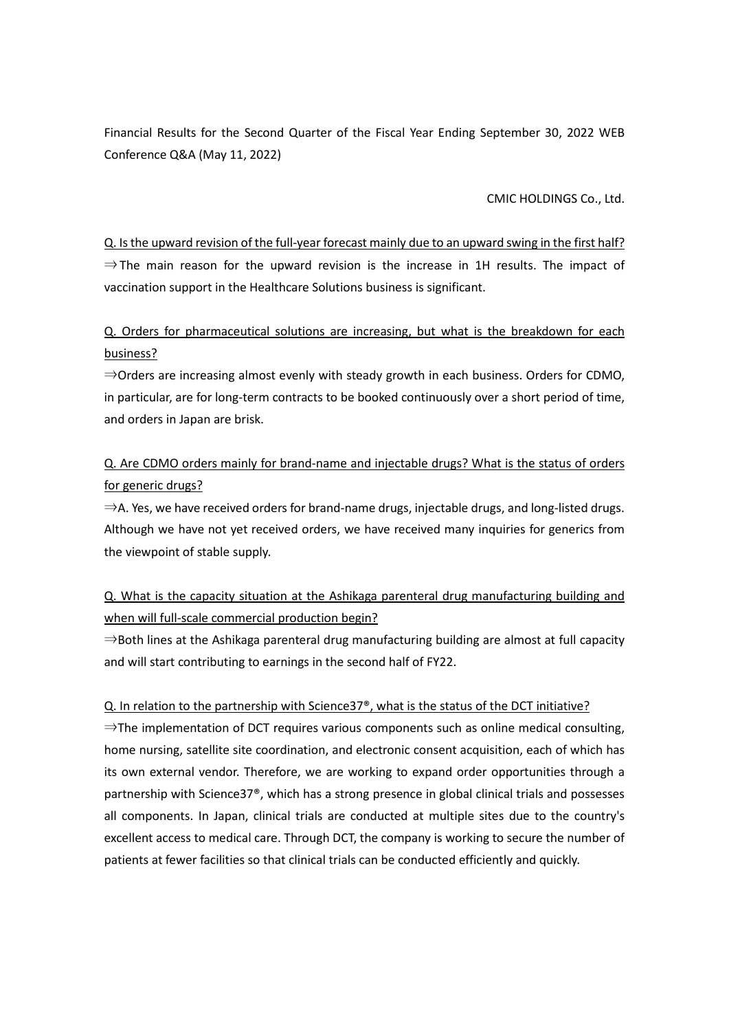Financial Results for the Second Quarter of the Fiscal Year Ending September 30, 2022 WEB Conference Q&A (May 11, 2022)

CMIC HOLDINGS Co., Ltd.

<u>Q. Is the upward revision of the full-year forecast mainly due to an upward swing in the first half?</u>

⇒The main reason for the upward revision is the increase in 1H results. The impact of vaccination support in the Healthcare Solutions business is significant.

<u>Q. Orders for pharmaceutical solutions are increasing, but what is the breakdown for each business?</u>

⇒Orders are increasing almost evenly with steady growth in each business. Orders for CDMO, in particular, are for long-term contracts to be booked continuously over a short period of time, and orders in Japan are brisk.

<u>Q. Are CDMO orders mainly for brand-name and injectable drugs? What is the status of orders for generic drugs?</u>

⇒A. Yes, we have received orders for brand-name drugs, injectable drugs, and long-listed drugs. Although we have not yet received orders, we have received many inquiries for generics from the viewpoint of stable supply.

<u>Q. What is the capacity situation at the Ashikaga parenteral drug manufacturing building and when will full-scale commercial production begin?</u>

⇒Both lines at the Ashikaga parenteral drug manufacturing building are almost at full capacity and will start contributing to earnings in the second half of FY22.

<u>Q. In relation to the partnership with Science37®, what is the status of the DCT initiative?</u>

⇒The implementation of DCT requires various components such as online medical consulting, home nursing, satellite site coordination, and electronic consent acquisition, each of which has its own external vendor. Therefore, we are working to expand order opportunities through a partnership with Science37®, which has a strong presence in global clinical trials and possesses all components. In Japan, clinical trials are conducted at multiple sites due to the country's excellent access to medical care. Through DCT, the company is working to secure the number of patients at fewer facilities so that clinical trials can be conducted efficiently and quickly.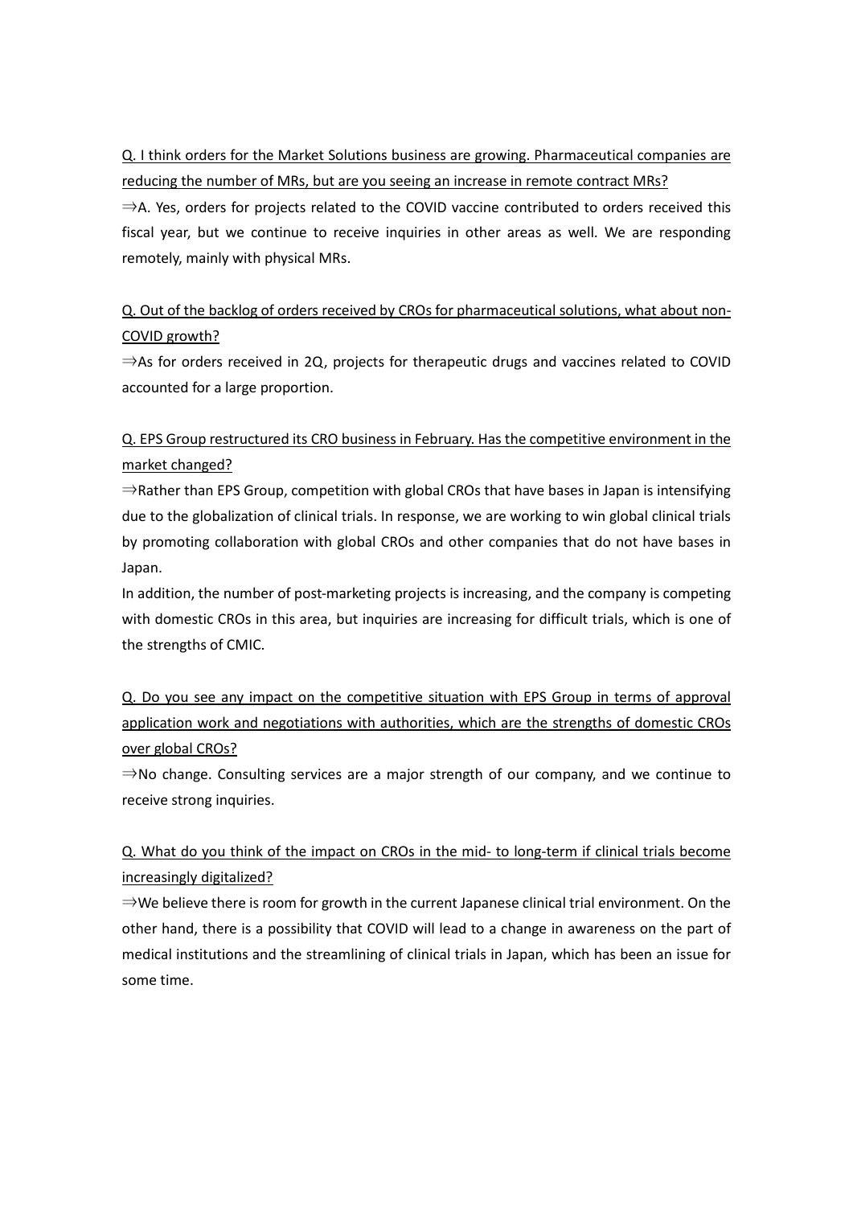<u>Q. I think orders for the Market Solutions business are growing. Pharmaceutical companies are reducing the number of MRs, but are you seeing an increase in remote contract MRs?</u>

⇒A. Yes, orders for projects related to the COVID vaccine contributed to orders received this fiscal year, but we continue to receive inquiries in other areas as well. We are responding remotely, mainly with physical MRs.

<u>Q. Out of the backlog of orders received by CROs for pharmaceutical solutions, what about non-COVID growth?</u>

⇒As for orders received in 2Q, projects for therapeutic drugs and vaccines related to COVID accounted for a large proportion.

<u>Q. EPS Group restructured its CRO business in February. Has the competitive environment in the market changed?</u>

⇒Rather than EPS Group, competition with global CROs that have bases in Japan is intensifying due to the globalization of clinical trials. In response, we are working to win global clinical trials by promoting collaboration with global CROs and other companies that do not have bases in Japan.

In addition, the number of post-marketing projects is increasing, and the company is competing with domestic CROs in this area, but inquiries are increasing for difficult trials, which is one of the strengths of CMIC.

<u>Q. Do you see any impact on the competitive situation with EPS Group in terms of approval application work and negotiations with authorities, which are the strengths of domestic CROs over global CROs?</u>

⇒No change. Consulting services are a major strength of our company, and we continue to receive strong inquiries.

<u>Q. What do you think of the impact on CROs in the mid- to long-term if clinical trials become increasingly digitalized?</u>

⇒We believe there is room for growth in the current Japanese clinical trial environment. On the other hand, there is a possibility that COVID will lead to a change in awareness on the part of medical institutions and the streamlining of clinical trials in Japan, which has been an issue for some time.